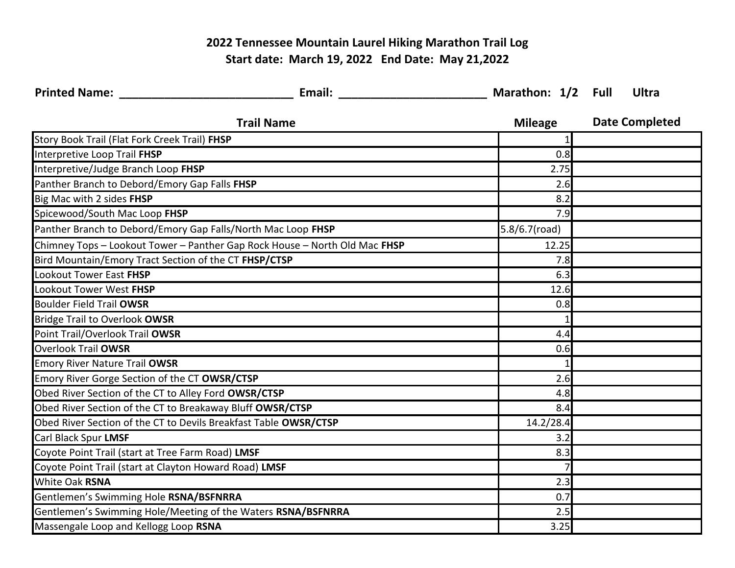# 2022 Tennessee Mountain Laurel Hiking Marathon Trail Log

## Start date: March 19, 2022 End Date: May 21,2022

**Printed Name:** ___________________________ **Email:** _______________________ **Marathon: 1/2 Full Ultra**

| Trail Name | Mileage | Date Completed |
|---|---|---|
| Story Book Trail (Flat Fork Creek Trail) **FHSP** | 1 | |
| Interpretive Loop Trail **FHSP** | 0.8 | |
| Interpretive/Judge Branch Loop **FHSP** | 2.75 | |
| Panther Branch to Debord/Emory Gap Falls **FHSP** | 2.6 | |
| Big Mac with 2 sides **FHSP** | 8.2 | |
| Spicewood/South Mac Loop **FHSP** | 7.9 | |
| Panther Branch to Debord/Emory Gap Falls/North Mac Loop **FHSP** | 5.8/6.7(road) | |
| Chimney Tops – Lookout Tower – Panther Gap Rock House – North Old Mac **FHSP** | 12.25 | |
| Bird Mountain/Emory Tract Section of the CT **FHSP/CTSP** | 7.8 | |
| Lookout Tower East **FHSP** | 6.3 | |
| Lookout Tower West **FHSP** | 12.6 | |
| Boulder Field Trail **OWSR** | 0.8 | |
| Bridge Trail to Overlook **OWSR** | 1 | |
| Point Trail/Overlook Trail **OWSR** | 4.4 | |
| Overlook Trail **OWSR** | 0.6 | |
| Emory River Nature Trail **OWSR** | 1 | |
| Emory River Gorge Section of the CT **OWSR/CTSP** | 2.6 | |
| Obed River Section of the CT to Alley Ford **OWSR/CTSP** | 4.8 | |
| Obed River Section of the CT to Breakaway Bluff **OWSR/CTSP** | 8.4 | |
| Obed River Section of the CT to Devils Breakfast Table **OWSR/CTSP** | 14.2/28.4 | |
| Carl Black Spur **LMSF** | 3.2 | |
| Coyote Point Trail (start at Tree Farm Road) **LMSF** | 8.3 | |
| Coyote Point Trail (start at Clayton Howard Road) **LMSF** | 7 | |
| White Oak **RSNA** | 2.3 | |
| Gentlemen's Swimming Hole **RSNA/BSFNRRA** | 0.7 | |
| Gentlemen's Swimming Hole/Meeting of the Waters **RSNA/BSFNRRA** | 2.5 | |
| Massengale Loop and Kellogg Loop **RSNA** | 3.25 | |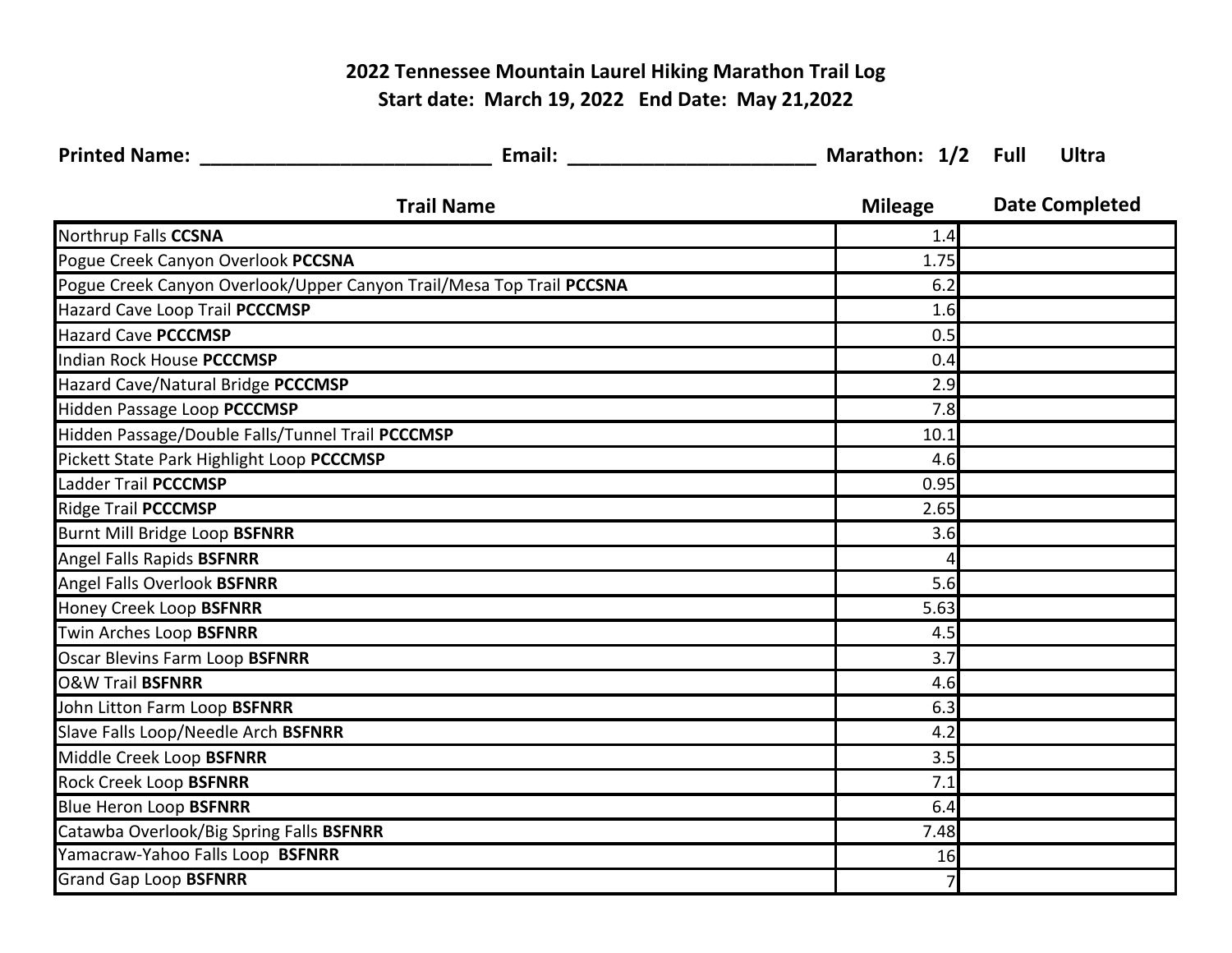**2022 Tennessee Mountain Laurel Hiking Marathon Trail Log**
**Start date: March 19, 2022 End Date: May 21,2022**

**Printed Name:** ___________________________ **Email:** _______________________ **Marathon: 1/2 Full Ultra**

| Trail Name | Mileage | Date Completed |
|---|---|---|
| Northrup Falls **CCSNA** | 1.4 | |
| Pogue Creek Canyon Overlook **PCCSNA** | 1.75 | |
| Pogue Creek Canyon Overlook/Upper Canyon Trail/Mesa Top Trail **PCCSNA** | 6.2 | |
| Hazard Cave Loop Trail **PCCCMSP** | 1.6 | |
| Hazard Cave **PCCCMSP** | 0.5 | |
| Indian Rock House **PCCCMSP** | 0.4 | |
| Hazard Cave/Natural Bridge **PCCCMSP** | 2.9 | |
| Hidden Passage Loop **PCCCMSP** | 7.8 | |
| Hidden Passage/Double Falls/Tunnel Trail **PCCCMSP** | 10.1 | |
| Pickett State Park Highlight Loop **PCCCMSP** | 4.6 | |
| Ladder Trail **PCCCMSP** | 0.95 | |
| Ridge Trail **PCCCMSP** | 2.65 | |
| Burnt Mill Bridge Loop **BSFNRR** | 3.6 | |
| Angel Falls Rapids **BSFNRR** | 4 | |
| Angel Falls Overlook **BSFNRR** | 5.6 | |
| Honey Creek Loop **BSFNRR** | 5.63 | |
| Twin Arches Loop **BSFNRR** | 4.5 | |
| Oscar Blevins Farm Loop **BSFNRR** | 3.7 | |
| O&W Trail **BSFNRR** | 4.6 | |
| John Litton Farm Loop **BSFNRR** | 6.3 | |
| Slave Falls Loop/Needle Arch **BSFNRR** | 4.2 | |
| Middle Creek Loop **BSFNRR** | 3.5 | |
| Rock Creek Loop **BSFNRR** | 7.1 | |
| Blue Heron Loop **BSFNRR** | 6.4 | |
| Catawba Overlook/Big Spring Falls **BSFNRR** | 7.48 | |
| Yamacraw-Yahoo Falls Loop **BSFNRR** | 16 | |
| Grand Gap Loop **BSFNRR** | 7 | |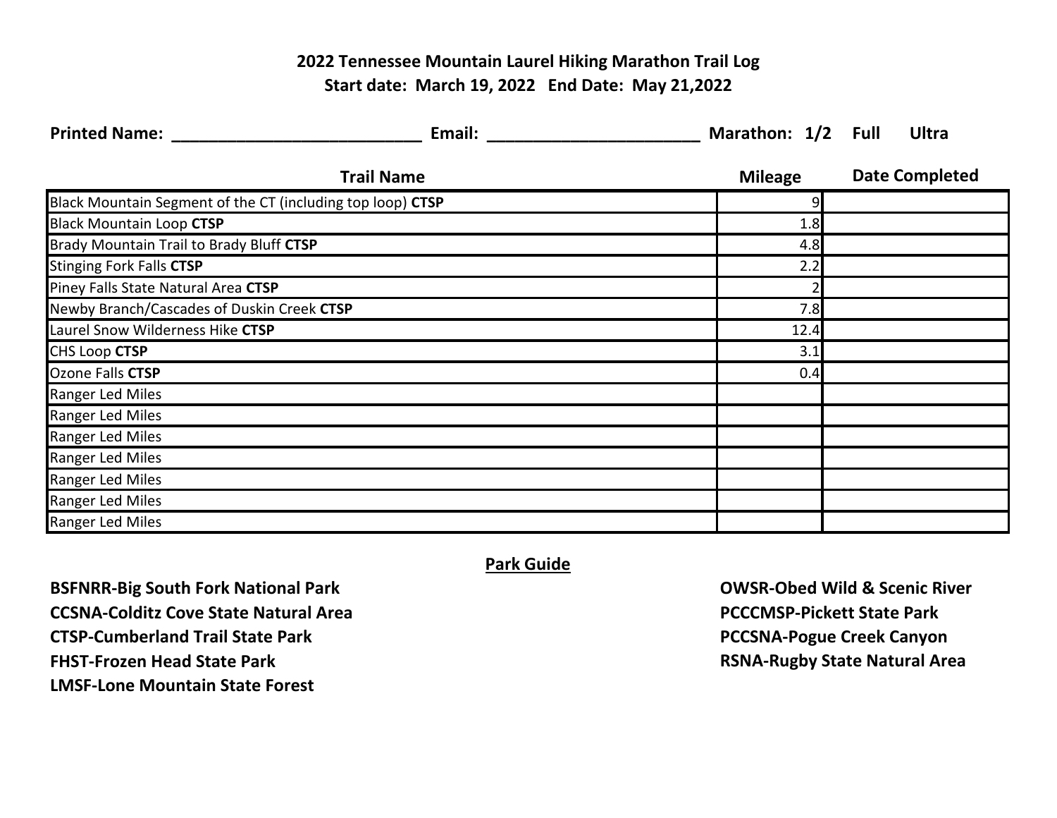## 2022 Tennessee Mountain Laurel Hiking Marathon Trail Log
## Start date: March 19, 2022 End Date: May 21,2022

**Printed Name: ___________________________ Email: _______________________ Marathon: 1/2 Full Ultra**

| Trail Name | Mileage | Date Completed |
|---|---|---|
| Black Mountain Segment of the CT (including top loop) **CTSP** | 9 | |
| Black Mountain Loop **CTSP** | 1.8 | |
| Brady Mountain Trail to Brady Bluff **CTSP** | 4.8 | |
| Stinging Fork Falls **CTSP** | 2.2 | |
| Piney Falls State Natural Area **CTSP** | 2 | |
| Newby Branch/Cascades of Duskin Creek **CTSP** | 7.8 | |
| Laurel Snow Wilderness Hike **CTSP** | 12.4 | |
| CHS Loop **CTSP** | 3.1 | |
| Ozone Falls **CTSP** | 0.4 | |
| Ranger Led Miles | | |
| Ranger Led Miles | | |
| Ranger Led Miles | | |
| Ranger Led Miles | | |
| Ranger Led Miles | | |
| Ranger Led Miles | | |
| Ranger Led Miles | | |

**Park Guide**

**BSFNRR-Big South Fork National Park**
**CCSNA-Colditz Cove State Natural Area**
**CTSP-Cumberland Trail State Park**
**FHST-Frozen Head State Park**
**LMSF-Lone Mountain State Forest**
**OWSR-Obed Wild & Scenic River**
**PCCCMSP-Pickett State Park**
**PCCSNA-Pogue Creek Canyon**
**RSNA-Rugby State Natural Area**